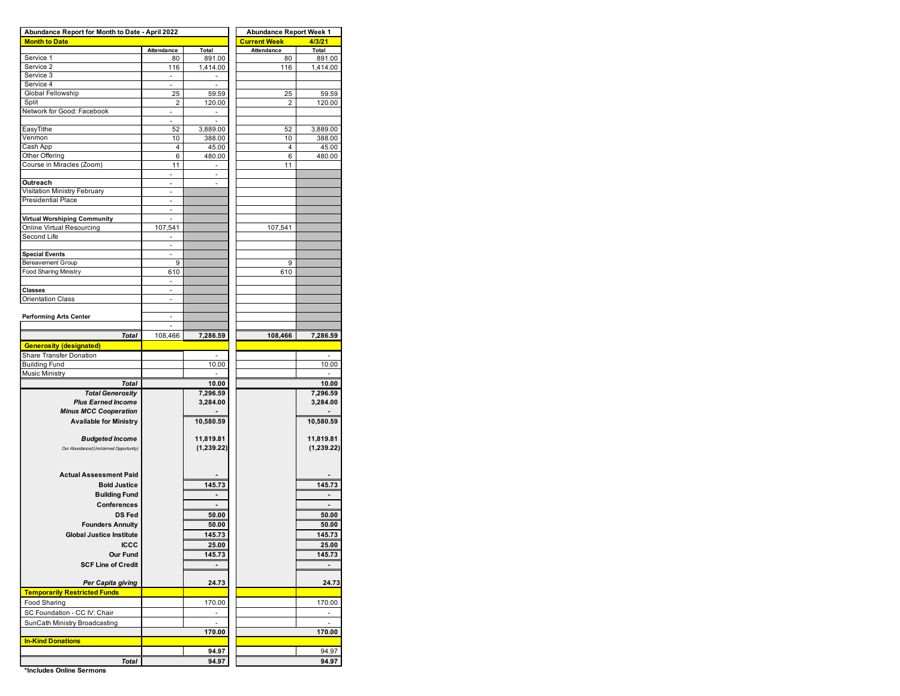| Abundance Report for Month to Date - April 2022 | | | | Abundance Report Week 1 | |
|---|---|---|---|---|---|
| **Month to Date** | | | | **Current Week** | **4/3/21** |
| | Attendance | Total | | Attendance | Total |
| Service 1 | 80 | 891.00 | | 80 | 891.00 |
| Service 2 | 116 | 1,414.00 | | 116 | 1,414.00 |
| Service 3 | - | - | | | |
| Service 4 | - | - | | | |
| Global Fellowship | 25 | 59.59 | | 25 | 59.59 |
| Split | 2 | 120.00 | | 2 | 120.00 |
| Network for Good: Facebook | - | - | | | |
| | - | - | | | |
| EasyTithe | 52 | 3,889.00 | | 52 | 3,889.00 |
| Venmon | 10 | 388.00 | | 10 | 388.00 |
| Cash App | 4 | 45.00 | | 4 | 45.00 |
| Other Offering | 6 | 480.00 | | 6 | 480.00 |
| Course in Miracles (Zoom) | 11 | - | | 11 | |
| | - | - | | | |
| **Outreach** | - | - | | | |
| Visitation Ministry February | - | | | | |
| Presidential Place | - | | | | |
| | - | | | | |
| **Virtual Worshiping Community** | - | | | | |
| Online Virtual Resourcing | 107,541 | | | 107,541 | |
| Second Life | - | | | | |
| | - | | | | |
| **Special Events** | - | | | | |
| Bereavement Group | 9 | | | 9 | |
| Food Sharing Ministry | 610 | | | 610 | |
| | - | | | | |
| **Classes** | - | | | | |
| Orientation Class | - | | | | |
| | | | | | |
| **Performing Arts Center** | - | | | | |
| | - | | | | |
| ***Total*** | 108,466 | **7,286.59** | | **108,466** | **7,286.59** |
| **Generosity (designated)** | | | | | |
| Share Transfer Donation | | - | | | - |
| Building Fund | | 10.00 | | | 10.00 |
| Music Ministry | | - | | | - |
| ***Total*** | | **10.00** | | | **10.00** |
| ***Total Generosity*** | | **7,296.59** | | | **7,296.59** |
| ***Plus Earned Income*** | | **3,284.00** | | | **3,284.00** |
| ***Minus MCC Cooperation*** | | **-** | | | **-** |
| **Available for Ministry** | | **10,580.59** | | | **10,580.59** |
| ***Budgeted Income*** | | **11,819.81** | | | **11,819.81** |
| *Our Abundance/(Unclaimed Opportunity)* | | **(1,239.22)** | | | **(1,239.22)** |
| **Actual Assessment Paid** | | **-** | | | **-** |
| **Bold Justice** | | **145.73** | | | **145.73** |
| **Building Fund** | | **-** | | | **-** |
| **Conferences** | | **-** | | | **-** |
| **DS Fed** | | **50.00** | | | **50.00** |
| **Founders Annuity** | | **50.00** | | | **50.00** |
| **Global Justice Institute** | | **145.73** | | | **145.73** |
| **ICCC** | | **25.00** | | | **25.00** |
| **Our Fund** | | **145.73** | | | **145.73** |
| **SCF Line of Credit** | | **-** | | | **-** |
| ***Per Capita giving*** | | **24.73** | | | **24.73** |
| **Temporarily Restricted Funds** | | | | | |
| Food Sharing | | 170.00 | | | 170.00 |
| SC Foundation - CC IV: Chair | | - | | | - |
| SunCath Ministry Broadcasting | | - | | | - |
| | | **170.00** | | | **170.00** |
| **In-Kind Donations** | | | | | |
| | | 94.97 | | | 94.97 |
| ***Total*** | | **94.97** | | | **94.97** |

**\*Includes Online Sermons**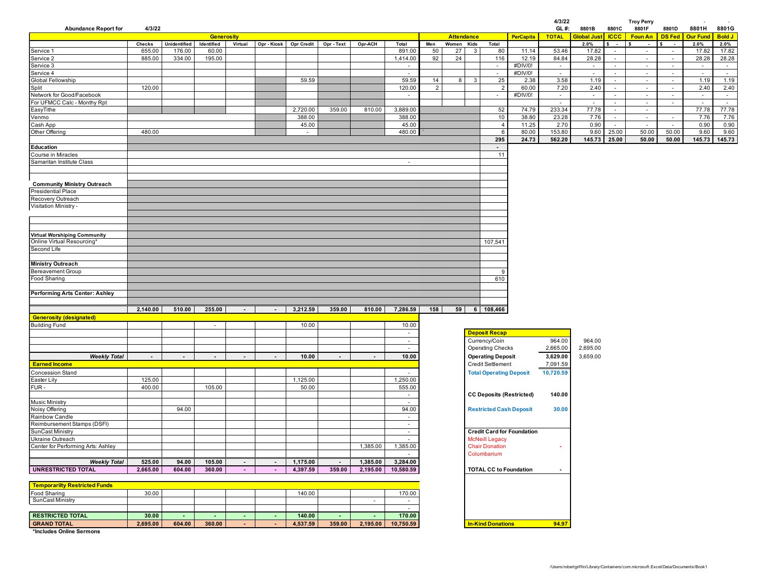**Abundance Report for** 4/3/22

| | Checks | Unidentified | Identified | Virtual | Opr - Kiosk | Opr Credit | Opr - Text | Opr-ACH | Total | Men | Women | Kids | Total | PerCapita | TOTAL | Global Just | ICCC | Foun An | DS Fed | Our Fund | Bold J |
|---|---|---|---|---|---|---|---|---|---|---|---|---|---|---|---|---|---|---|---|---|---|
| | **Generosity** | | | | | | | | | **Attendance** | | | | | 4/3/22 GL #: | 8801B | 8801C | Troy Perry 8801F | 8801D | 8801H | 8801G |
| | | | | | | | | | | | | | | | | 2.0% | $ - | $ - | $ - | 2.0% | 2.0% |
| Service 1 | 655.00 | 176.00 | 60.00 | | | | | | 891.00 | 50 | 27 | 3 | 80 | 11.14 | 53.46 | 17.82 | - | - | - | 17.82 | 17.82 |
| Service 2 | 885.00 | 334.00 | 195.00 | | | | | | 1,414.00 | 92 | 24 | | 116 | 12.19 | 84.84 | 28.28 | - | - | - | 28.28 | 28.28 |
| Service 3 | | | | | | | | | - | | | | - | #DIV/0! | - | - | - | - | - | - | - |
| Service 4 | | | | | | | | | - | | | | - | #DIV/0! | - | - | - | - | - | - | - |
| Global Fellowship | | | | | | 59.59 | | | 59.59 | 14 | 8 | 3 | 25 | 2.38 | 3.58 | 1.19 | - | - | - | 1.19 | 1.19 |
| Split | 120.00 | | | | | | | | 120.00 | 2 | | | 2 | 60.00 | 7.20 | 2.40 | - | - | - | 2.40 | 2.40 |
| Network for Good/Facebook | | | | | | | | | - | | | | - | #DIV/0! | - | - | - | - | - | - | - |
| For UFMCC Calc - Monthy Rpt | | | | | | | | | | | | | | | - | - | - | - | - | - | - |
| EasyTithe | | | | | | 2,720.00 | 359.00 | 810.00 | 3,889.00 | | | | 52 | 74.79 | 233.34 | 77.78 | - | - | | 77.78 | 77.78 |
| Venmo | | | | | | 388.00 | | | 388.00 | | | | 10 | 38.80 | 23.28 | 7.76 | - | - | - | 7.76 | 7.76 |
| Cash App | | | | | | 45.00 | | | 45.00 | | | | 4 | 11.25 | 2.70 | 0.90 | - | - | - | 0.90 | 0.90 |
| Other Offering | 480.00 | | | | | - | | | 480.00 | | | | 6 | 80.00 | 153.80 | 9.60 | 25.00 | 50.00 | 50.00 | 9.60 | 9.60 |
| | | | | | | | | | | | | | **295** | **24.73** | **562.20** | **145.73** | **25.00** | **50.00** | **50.00** | **145.73** | **145.73** |
| **Education** | | | | | | | | | | | | | - | | | | | | | | |
| Course in Miracles | | | | | | | | | | | | | 11 | | | | | | | | |
| Samaritan Institute Class | | | | | | | | | - | | | | | | | | | | | | |
| **Community Ministry Outreach** | | | | | | | | | | | | | | | | | | | | | |
| Presidential Place | | | | | | | | | | | | | | | | | | | | | |
| Recovery Outreach | | | | | | | | | | | | | | | | | | | | | |
| Visitation Ministry - | | | | | | | | | | | | | | | | | | | | | |
| **Virtual Worshiping Community** | | | | | | | | | | | | | | | | | | | | | |
| Online Virtual Resourcing* | | | | | | | | | | | | | 107,541 | | | | | | | | |
| Second Life | | | | | | | | | | | | | | | | | | | | | |
| **Ministry Outreach** | | | | | | | | | | | | | | | | | | | | | |
| Bereavement Group | | | | | | | | | | | | | 9 | | | | | | | | |
| Food Sharing | | | | | | | | | | | | | 610 | | | | | | | | |
| **Performing Arts Center: Ashley** | | | | | | | | | | | | | | | | | | | | | |
| | **2,140.00** | **510.00** | **255.00** | **-** | **-** | **3,212.59** | **359.00** | **810.00** | **7,286.59** | **158** | **59** | **6** | **108,466** | | | | | | | | |

| | Checks | Unidentified | Identified | Virtual | Opr - Kiosk | Opr Credit | Opr - Text | Opr-ACH | Total |
|---|---|---|---|---|---|---|---|---|---|
| **Generosity (designated)** | | | | | | | | | |
| Building Fund | | | - | | | 10.00 | | | 10.00 |
| | | | | | | | | | - |
| | | | | | | | | | - |
| | | | | | | | | | - |
| ***Weekly Total*** | - | - | - | - | - | 10.00 | - | - | 10.00 |
| **Earned Income** | | | | | | | | | |
| Concession Stand | | | | | | | | | - |
| Easter Lily | 125.00 | | | | | 1,125.00 | | | 1,250.00 |
| FUR - | 400.00 | | 105.00 | | | 50.00 | | | 555.00 |
| | | | | | | | | | - |
| Music Ministry | | | | | | | | | - |
| Noisy Offering | | 94.00 | | | | | | | 94.00 |
| Rainbow Candle | | | | | | | | | - |
| Reimbursement Stamps (DSFI) | | | | | | | | | - |
| SunCast Ministry | | | | | | | | | - |
| Ukraine Outreach | | | | | | | | | - |
| Center for Performing Arts: Ashley | | | | | | | | 1,385.00 | 1,385.00 |
| | | | | | | | | | - |
| ***Weekly Total*** | 525.00 | 94.00 | 105.00 | - | - | 1,175.00 | - | 1,385.00 | 3,284.00 |
| **UNRESTRICTED TOTAL** | **2,665.00** | **604.00** | **360.00** | **-** | **-** | **4,397.59** | **359.00** | **2,195.00** | **10,580.59** |
| **Temporarilty Restricted Funds** | | | | | | | | | |
| Food Sharing | 30.00 | | | | | 140.00 | | | 170.00 |
| SunCast Ministry | | | | | | | | - | - |
| | | | | | | | | | - |
| **RESTRICTED TOTAL** | **30.00** | **-** | **-** | **-** | **-** | **140.00** | **-** | **-** | **170.00** |
| **GRAND TOTAL** | **2,695.00** | **604.00** | **360.00** | **-** | **-** | **4,537.59** | **359.00** | **2,195.00** | **10,750.59** |

*Includes Online Sermons

| **Deposit Recap** | | |
|---|---|---|
| Currency/Coin | 964.00 | 964.00 |
| Operating Checks | 2,665.00 | 2,695.00 |
| **Operating Deposit** | **3,629.00** | 3,659.00 |
| Credit Settlement | 7,091.59 | |
| **Total Operating Deposit** | **10,720.59** | |
| **CC Deposits (Restricted)** | **140.00** | |
| **Restricted Cash Deposit** | **30.00** | |
| **Credit Card for Foundation** | | |
| McNeill Legacy | | |
| Chair Donation | - | |
| Columbarium | | |
| **TOTAL CC to Foundation** | **-** | |
| **In-Kind Donations** | **94.97** | |